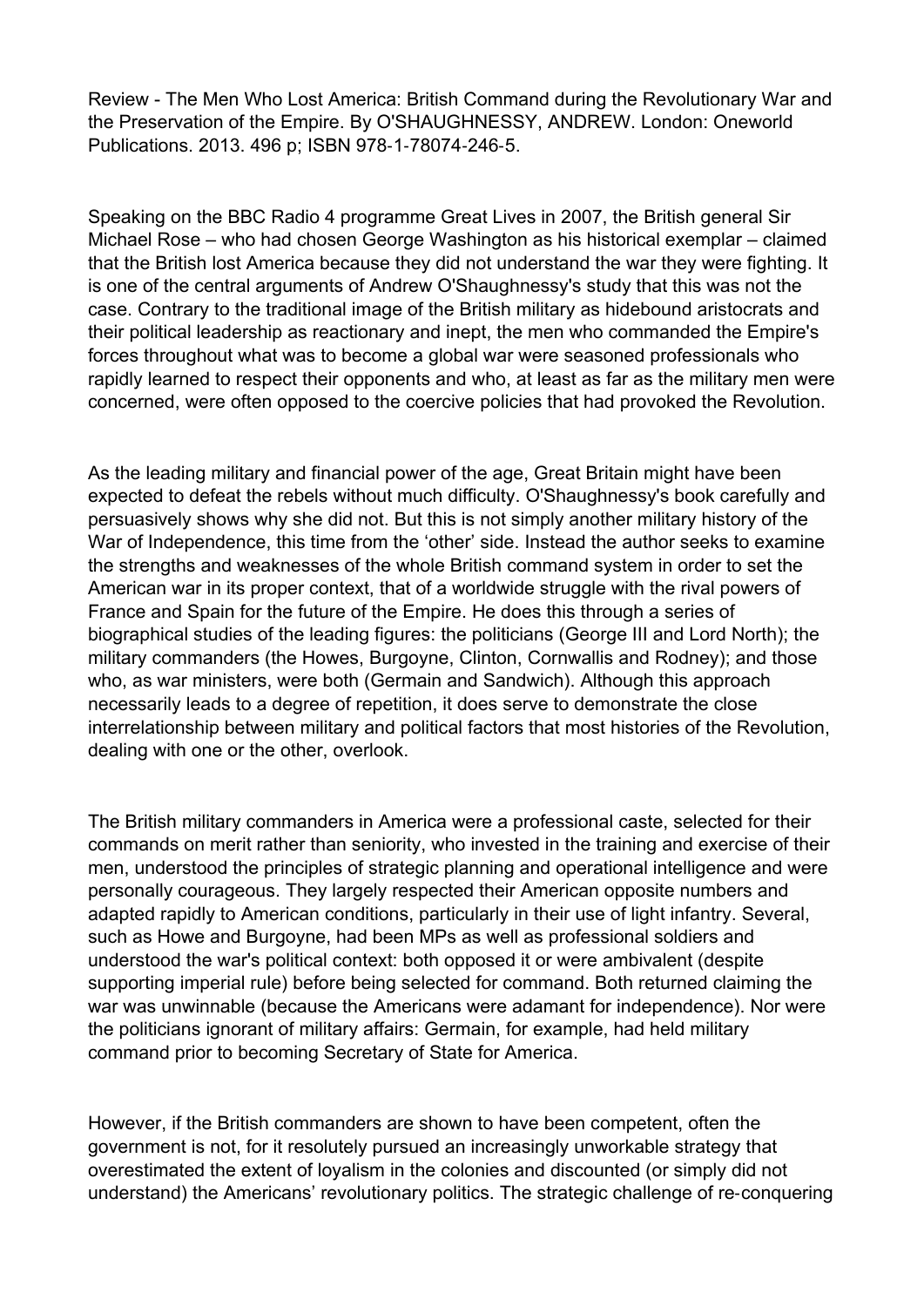Review - The Men Who Lost America: British Command during the Revolutionary War and the Preservation of the Empire. By O'SHAUGHNESSY, ANDREW. London: Oneworld Publications. 2013. 496 p; ISBN 978-1-78074-246-5.

Speaking on the BBC Radio 4 programme Great Lives in 2007, the British general Sir Michael Rose – who had chosen George Washington as his historical exemplar – claimed that the British lost America because they did not understand the war they were fighting. It is one of the central arguments of Andrew O'Shaughnessy's study that this was not the case. Contrary to the traditional image of the British military as hidebound aristocrats and their political leadership as reactionary and inept, the men who commanded the Empire's forces throughout what was to become a global war were seasoned professionals who rapidly learned to respect their opponents and who, at least as far as the military men were concerned, were often opposed to the coercive policies that had provoked the Revolution.

As the leading military and financial power of the age, Great Britain might have been expected to defeat the rebels without much difficulty. O'Shaughnessy's book carefully and persuasively shows why she did not. But this is not simply another military history of the War of Independence, this time from the 'other' side. Instead the author seeks to examine the strengths and weaknesses of the whole British command system in order to set the American war in its proper context, that of a worldwide struggle with the rival powers of France and Spain for the future of the Empire. He does this through a series of biographical studies of the leading figures: the politicians (George III and Lord North); the military commanders (the Howes, Burgoyne, Clinton, Cornwallis and Rodney); and those who, as war ministers, were both (Germain and Sandwich). Although this approach necessarily leads to a degree of repetition, it does serve to demonstrate the close interrelationship between military and political factors that most histories of the Revolution, dealing with one or the other, overlook.

The British military commanders in America were a professional caste, selected for their commands on merit rather than seniority, who invested in the training and exercise of their men, understood the principles of strategic planning and operational intelligence and were personally courageous. They largely respected their American opposite numbers and adapted rapidly to American conditions, particularly in their use of light infantry. Several, such as Howe and Burgoyne, had been MPs as well as professional soldiers and understood the war's political context: both opposed it or were ambivalent (despite supporting imperial rule) before being selected for command. Both returned claiming the war was unwinnable (because the Americans were adamant for independence). Nor were the politicians ignorant of military affairs: Germain, for example, had held military command prior to becoming Secretary of State for America.

However, if the British commanders are shown to have been competent, often the government is not, for it resolutely pursued an increasingly unworkable strategy that overestimated the extent of loyalism in the colonies and discounted (or simply did not understand) the Americans' revolutionary politics. The strategic challenge of re-conquering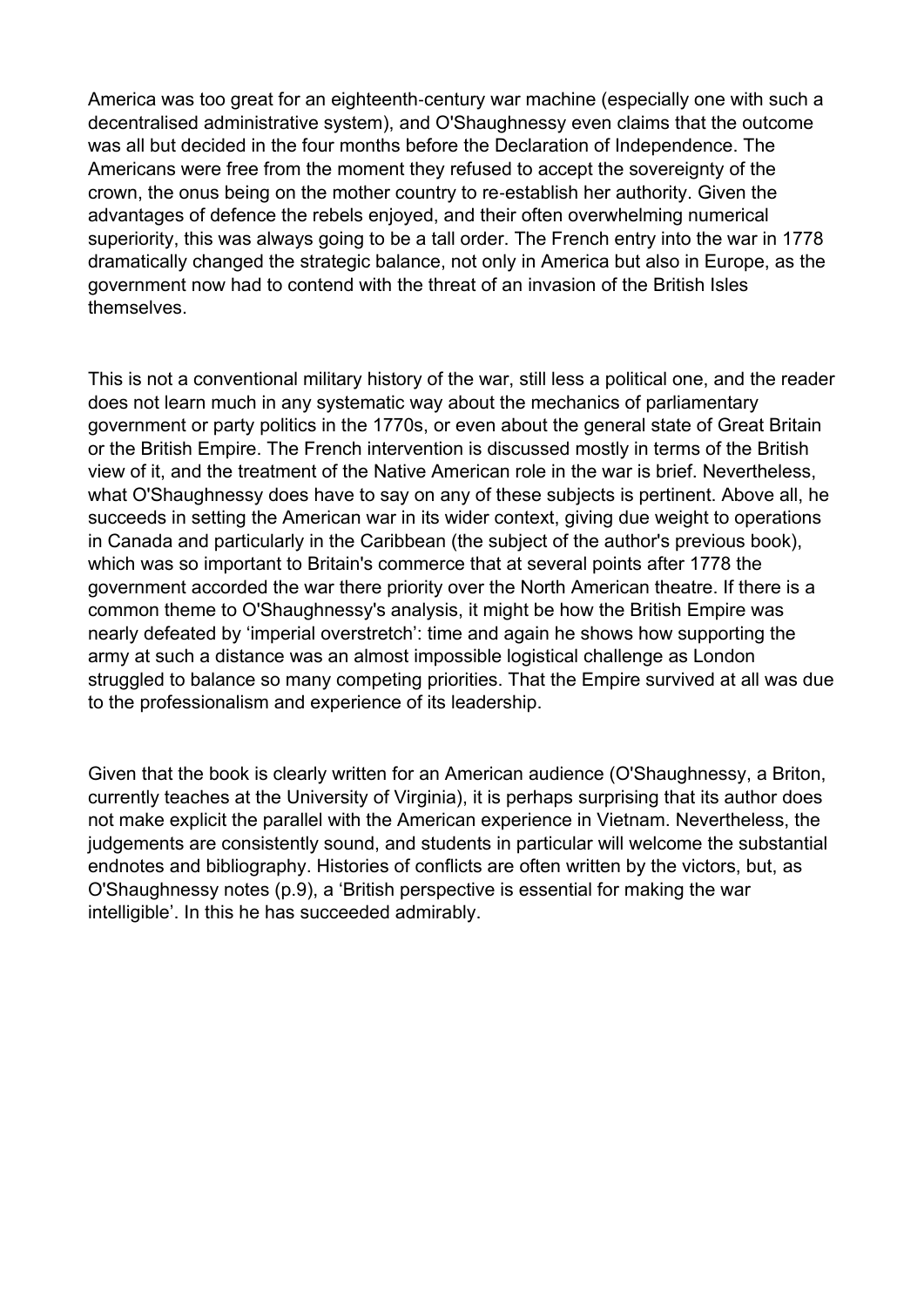America was too great for an eighteenth-century war machine (especially one with such a decentralised administrative system), and O'Shaughnessy even claims that the outcome was all but decided in the four months before the Declaration of Independence. The Americans were free from the moment they refused to accept the sovereignty of the crown, the onus being on the mother country to re-establish her authority. Given the advantages of defence the rebels enjoyed, and their often overwhelming numerical superiority, this was always going to be a tall order. The French entry into the war in 1778 dramatically changed the strategic balance, not only in America but also in Europe, as the government now had to contend with the threat of an invasion of the British Isles themselves.

This is not a conventional military history of the war, still less a political one, and the reader does not learn much in any systematic way about the mechanics of parliamentary government or party politics in the 1770s, or even about the general state of Great Britain or the British Empire. The French intervention is discussed mostly in terms of the British view of it, and the treatment of the Native American role in the war is brief. Nevertheless, what O'Shaughnessy does have to say on any of these subjects is pertinent. Above all, he succeeds in setting the American war in its wider context, giving due weight to operations in Canada and particularly in the Caribbean (the subject of the author's previous book), which was so important to Britain's commerce that at several points after 1778 the government accorded the war there priority over the North American theatre. If there is a common theme to O'Shaughnessy's analysis, it might be how the British Empire was nearly defeated by 'imperial overstretch': time and again he shows how supporting the army at such a distance was an almost impossible logistical challenge as London struggled to balance so many competing priorities. That the Empire survived at all was due to the professionalism and experience of its leadership.

Given that the book is clearly written for an American audience (O'Shaughnessy, a Briton, currently teaches at the University of Virginia), it is perhaps surprising that its author does not make explicit the parallel with the American experience in Vietnam. Nevertheless, the judgements are consistently sound, and students in particular will welcome the substantial endnotes and bibliography. Histories of conflicts are often written by the victors, but, as O'Shaughnessy notes (p.9), a 'British perspective is essential for making the war intelligible'. In this he has succeeded admirably.